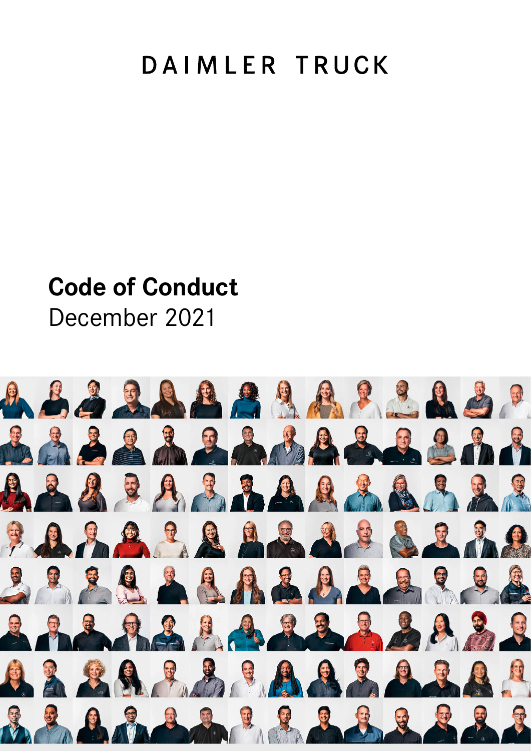DAIMLER TRUCK

# Code of Conduct

December 2021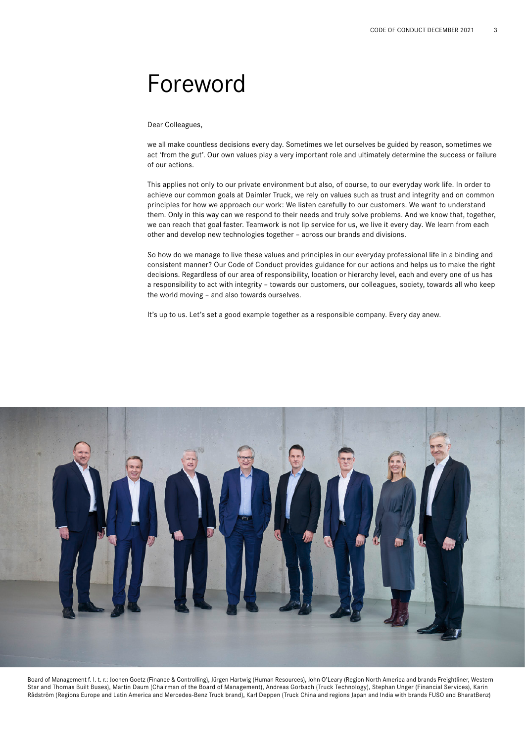# Foreword

Dear Colleagues,

we all make countless decisions every day. Sometimes we let ourselves be guided by reason, sometimes we act 'from the gut'. Our own values play a very important role and ultimately determine the success or failure of our actions.

This applies not only to our private environment but also, of course, to our everyday work life. In order to achieve our common goals at Daimler Truck, we rely on values such as trust and integrity and on common principles for how we approach our work: We listen carefully to our customers. We want to understand them. Only in this way can we respond to their needs and truly solve problems. And we know that, together, we can reach that goal faster. Teamwork is not lip service for us, we live it every day. We learn from each other and develop new technologies together – across our brands and divisions.

So how do we manage to live these values and principles in our everyday professional life in a binding and consistent manner? Our Code of Conduct provides guidance for our actions and helps us to make the right decisions. Regardless of our area of responsibility, location or hierarchy level, each and every one of us has a responsibility to act with integrity – towards our customers, our colleagues, society, towards all who keep the world moving – and also towards ourselves.

It's up to us. Let's set a good example together as a responsible company. Every day anew.

Board of Management f. l. t. r.: Jochen Goetz (Finance & Controlling), Jürgen Hartwig (Human Resources), John O'Leary (Region North America and brands Freightliner, Western Star and Thomas Built Buses), Martin Daum (Chairman of the Board of Management), Andreas Gorbach (Truck Technology), Stephan Unger (Financial Services), Karin Rådström (Regions Europe and Latin America and Mercedes-Benz Truck brand), Karl Deppen (Truck China and regions Japan and India with brands FUSO and BharatBenz)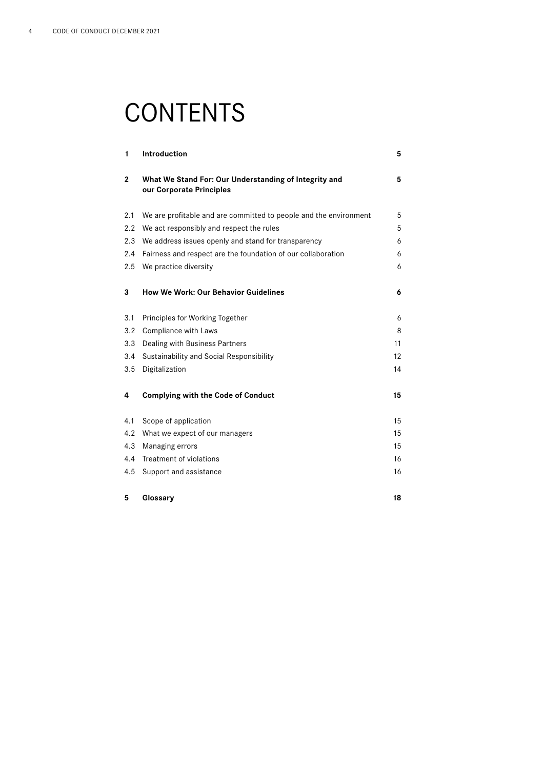# CONTENTS

| | | |
|---|---|---|
| **1** | **Introduction** | **5** |
| **2** | **What We Stand For: Our Understanding of Integrity and our Corporate Principles** | **5** |
| 2.1 | We are profitable and are committed to people and the environment | 5 |
| 2.2 | We act responsibly and respect the rules | 5 |
| 2.3 | We address issues openly and stand for transparency | 6 |
| 2.4 | Fairness and respect are the foundation of our collaboration | 6 |
| 2.5 | We practice diversity | 6 |
| **3** | **How We Work: Our Behavior Guidelines** | **6** |
| 3.1 | Principles for Working Together | 6 |
| 3.2 | Compliance with Laws | 8 |
| 3.3 | Dealing with Business Partners | 11 |
| 3.4 | Sustainability and Social Responsibility | 12 |
| 3.5 | Digitalization | 14 |
| **4** | **Complying with the Code of Conduct** | **15** |
| 4.1 | Scope of application | 15 |
| 4.2 | What we expect of our managers | 15 |
| 4.3 | Managing errors | 15 |
| 4.4 | Treatment of violations | 16 |
| 4.5 | Support and assistance | 16 |
| **5** | **Glossary** | **18** |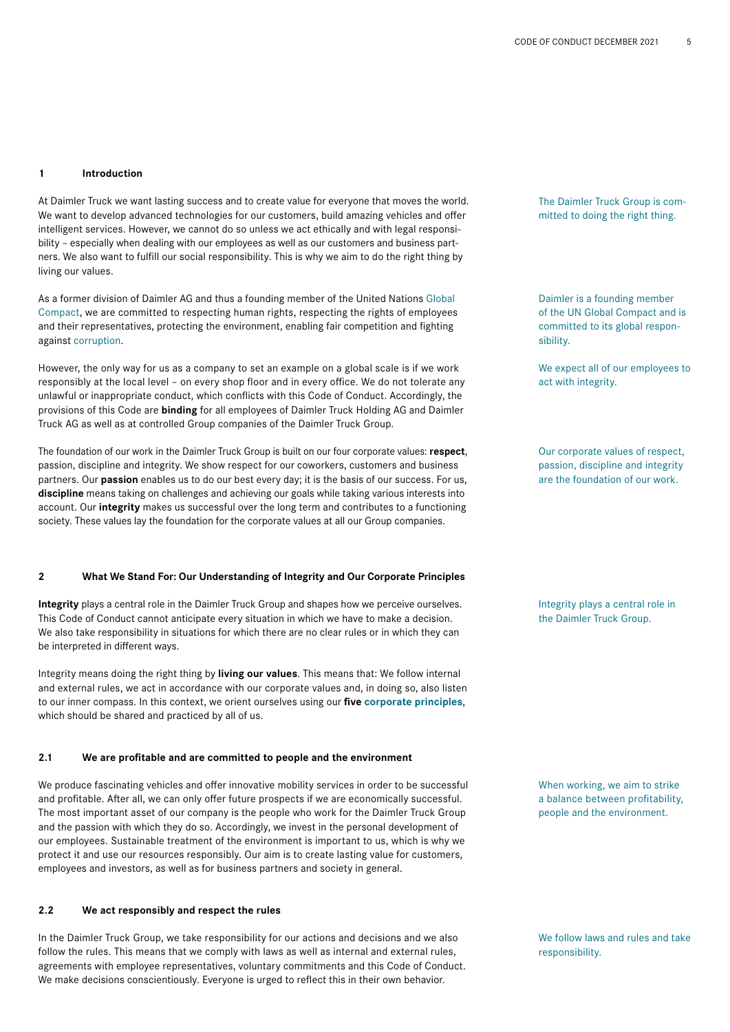## 1 Introduction

At Daimler Truck we want lasting success and to create value for everyone that moves the world. We want to develop advanced technologies for our customers, build amazing vehicles and offer intelligent services. However, we cannot do so unless we act ethically and with legal responsibility – especially when dealing with our employees as well as our customers and business partners. We also want to fulfill our social responsibility. This is why we aim to do the right thing by living our values.

The Daimler Truck Group is committed to doing the right thing.

As a former division of Daimler AG and thus a founding member of the United Nations Global Compact, we are committed to respecting human rights, respecting the rights of employees and their representatives, protecting the environment, enabling fair competition and fighting against corruption.

Daimler is a founding member of the UN Global Compact and is committed to its global responsibility.

However, the only way for us as a company to set an example on a global scale is if we work responsibly at the local level – on every shop floor and in every office. We do not tolerate any unlawful or inappropriate conduct, which conflicts with this Code of Conduct. Accordingly, the provisions of this Code are **binding** for all employees of Daimler Truck Holding AG and Daimler Truck AG as well as at controlled Group companies of the Daimler Truck Group.

We expect all of our employees to act with integrity.

The foundation of our work in the Daimler Truck Group is built on our four corporate values: **respect**, passion, discipline and integrity. We show respect for our coworkers, customers and business partners. Our **passion** enables us to do our best every day; it is the basis of our success. For us, **discipline** means taking on challenges and achieving our goals while taking various interests into account. Our **integrity** makes us successful over the long term and contributes to a functioning society. These values lay the foundation for the corporate values at all our Group companies.

Our corporate values of respect, passion, discipline and integrity are the foundation of our work.

## 2 What We Stand For: Our Understanding of Integrity and Our Corporate Principles

**Integrity** plays a central role in the Daimler Truck Group and shapes how we perceive ourselves. This Code of Conduct cannot anticipate every situation in which we have to make a decision. We also take responsibility in situations for which there are no clear rules or in which they can be interpreted in different ways.

Integrity plays a central role in the Daimler Truck Group.

Integrity means doing the right thing by **living our values**. This means that: We follow internal and external rules, we act in accordance with our corporate values and, in doing so, also listen to our inner compass. In this context, we orient ourselves using our **five corporate principles**, which should be shared and practiced by all of us.

### 2.1 We are profitable and are committed to people and the environment

We produce fascinating vehicles and offer innovative mobility services in order to be successful and profitable. After all, we can only offer future prospects if we are economically successful. The most important asset of our company is the people who work for the Daimler Truck Group and the passion with which they do so. Accordingly, we invest in the personal development of our employees. Sustainable treatment of the environment is important to us, which is why we protect it and use our resources responsibly. Our aim is to create lasting value for customers, employees and investors, as well as for business partners and society in general.

When working, we aim to strike a balance between profitability, people and the environment.

### 2.2 We act responsibly and respect the rules

In the Daimler Truck Group, we take responsibility for our actions and decisions and we also follow the rules. This means that we comply with laws as well as internal and external rules, agreements with employee representatives, voluntary commitments and this Code of Conduct. We make decisions conscientiously. Everyone is urged to reflect this in their own behavior.

We follow laws and rules and take responsibility.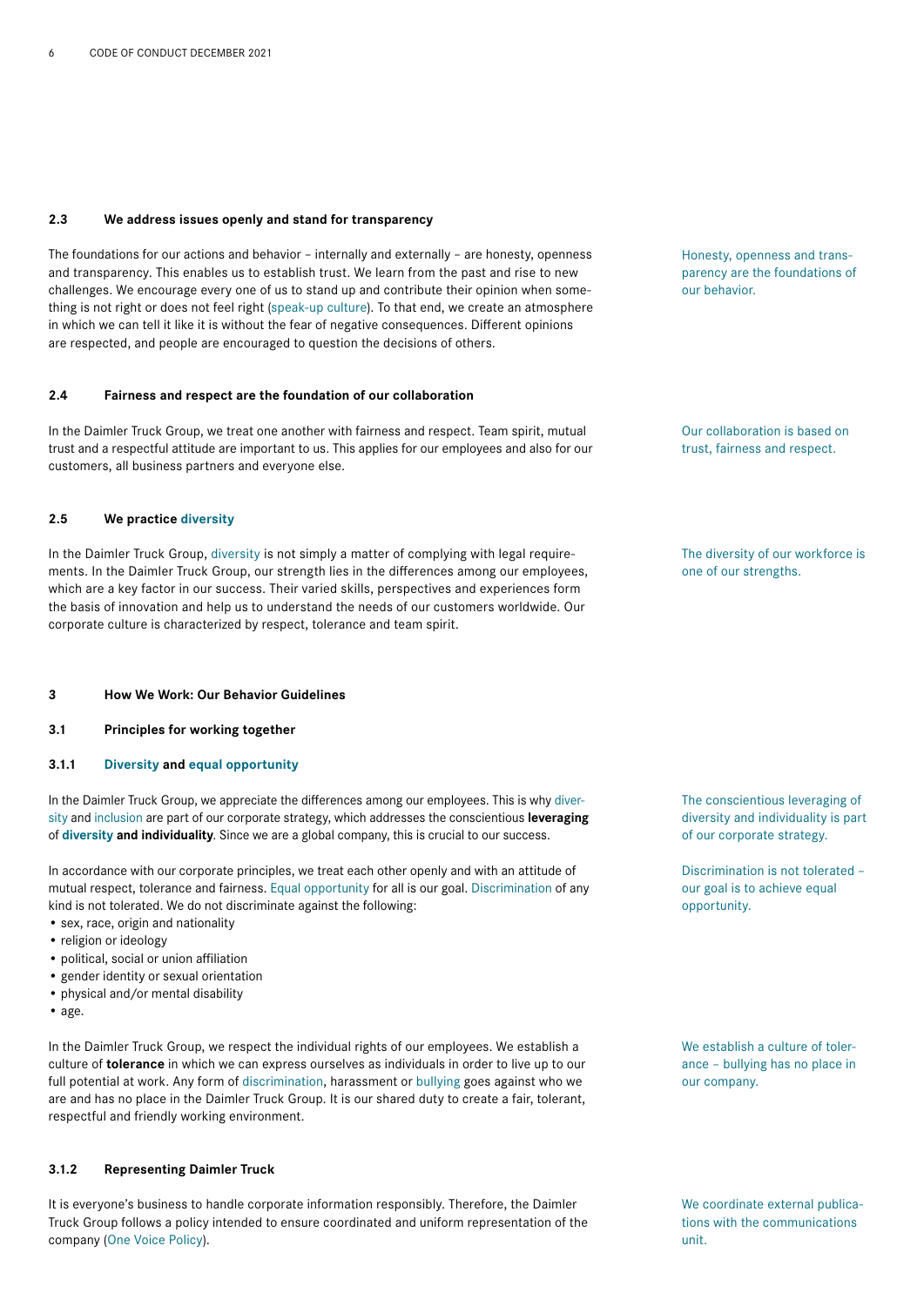### 2.3 We address issues openly and stand for transparency

The foundations for our actions and behavior – internally and externally – are honesty, openness and transparency. This enables us to establish trust. We learn from the past and rise to new challenges. We encourage every one of us to stand up and contribute their opinion when something is not right or does not feel right (speak-up culture). To that end, we create an atmosphere in which we can tell it like it is without the fear of negative consequences. Different opinions are respected, and people are encouraged to question the decisions of others.

Honesty, openness and transparency are the foundations of our behavior.

### 2.4 Fairness and respect are the foundation of our collaboration

In the Daimler Truck Group, we treat one another with fairness and respect. Team spirit, mutual trust and a respectful attitude are important to us. This applies for our employees and also for our customers, all business partners and everyone else.

Our collaboration is based on trust, fairness and respect.

### 2.5 We practice diversity

In the Daimler Truck Group, diversity is not simply a matter of complying with legal requirements. In the Daimler Truck Group, our strength lies in the differences among our employees, which are a key factor in our success. Their varied skills, perspectives and experiences form the basis of innovation and help us to understand the needs of our customers worldwide. Our corporate culture is characterized by respect, tolerance and team spirit.

The diversity of our workforce is one of our strengths.

## 3 How We Work: Our Behavior Guidelines

### 3.1 Principles for working together

#### 3.1.1 Diversity and equal opportunity

In the Daimler Truck Group, we appreciate the differences among our employees. This is why diversity and inclusion are part of our corporate strategy, which addresses the conscientious **leveraging** of **diversity and individuality**. Since we are a global company, this is crucial to our success.

The conscientious leveraging of diversity and individuality is part of our corporate strategy.

In accordance with our corporate principles, we treat each other openly and with an attitude of mutual respect, tolerance and fairness. Equal opportunity for all is our goal. Discrimination of any kind is not tolerated. We do not discriminate against the following:

- sex, race, origin and nationality
- religion or ideology
- political, social or union affiliation
- gender identity or sexual orientation
- physical and/or mental disability
- age.

Discrimination is not tolerated – our goal is to achieve equal opportunity.

In the Daimler Truck Group, we respect the individual rights of our employees. We establish a culture of **tolerance** in which we can express ourselves as individuals in order to live up to our full potential at work. Any form of discrimination, harassment or bullying goes against who we are and has no place in the Daimler Truck Group. It is our shared duty to create a fair, tolerant, respectful and friendly working environment.

We establish a culture of tolerance – bullying has no place in our company.

#### 3.1.2 Representing Daimler Truck

It is everyone's business to handle corporate information responsibly. Therefore, the Daimler Truck Group follows a policy intended to ensure coordinated and uniform representation of the company (One Voice Policy).

We coordinate external publications with the communications unit.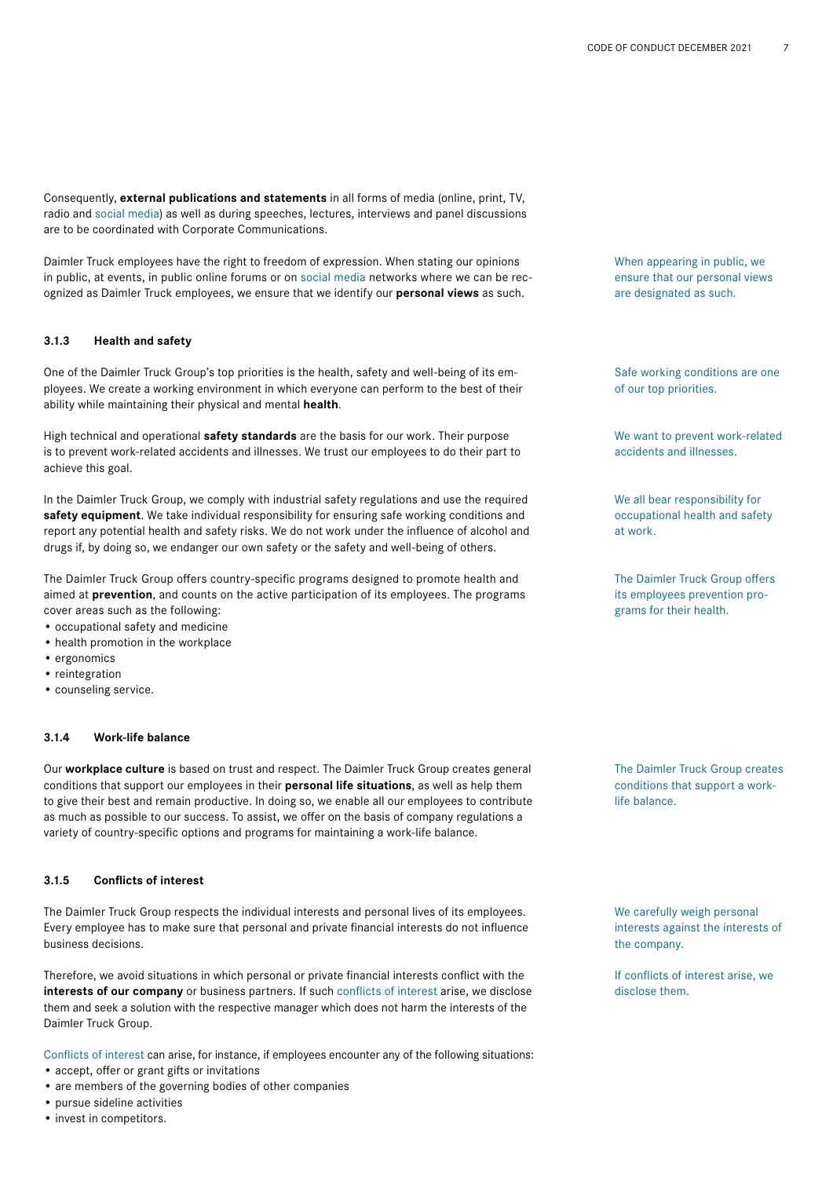Consequently, **external publications and statements** in all forms of media (online, print, TV, radio and social media) as well as during speeches, lectures, interviews and panel discussions are to be coordinated with Corporate Communications.

Daimler Truck employees have the right to freedom of expression. When stating our opinions in public, at events, in public online forums or on social media networks where we can be recognized as Daimler Truck employees, we ensure that we identify our **personal views** as such.

When appearing in public, we ensure that our personal views are designated as such.

### 3.1.3 Health and safety

One of the Daimler Truck Group's top priorities is the health, safety and well-being of its employees. We create a working environment in which everyone can perform to the best of their ability while maintaining their physical and mental **health**.

Safe working conditions are one of our top priorities.

High technical and operational **safety standards** are the basis for our work. Their purpose is to prevent work-related accidents and illnesses. We trust our employees to do their part to achieve this goal.

We want to prevent work-related accidents and illnesses.

In the Daimler Truck Group, we comply with industrial safety regulations and use the required **safety equipment**. We take individual responsibility for ensuring safe working conditions and report any potential health and safety risks. We do not work under the influence of alcohol and drugs if, by doing so, we endanger our own safety or the safety and well-being of others.

We all bear responsibility for occupational health and safety at work.

The Daimler Truck Group offers country-specific programs designed to promote health and aimed at **prevention**, and counts on the active participation of its employees. The programs cover areas such as the following:

- occupational safety and medicine
- health promotion in the workplace
- ergonomics
- reintegration
- counseling service.

The Daimler Truck Group offers its employees prevention programs for their health.

### 3.1.4 Work-life balance

Our **workplace culture** is based on trust and respect. The Daimler Truck Group creates general conditions that support our employees in their **personal life situations**, as well as help them to give their best and remain productive. In doing so, we enable all our employees to contribute as much as possible to our success. To assist, we offer on the basis of company regulations a variety of country-specific options and programs for maintaining a work-life balance.

The Daimler Truck Group creates conditions that support a work-life balance.

### 3.1.5 Conflicts of interest

The Daimler Truck Group respects the individual interests and personal lives of its employees. Every employee has to make sure that personal and private financial interests do not influence business decisions.

We carefully weigh personal interests against the interests of the company.

Therefore, we avoid situations in which personal or private financial interests conflict with the **interests of our company** or business partners. If such conflicts of interest arise, we disclose them and seek a solution with the respective manager which does not harm the interests of the Daimler Truck Group.

If conflicts of interest arise, we disclose them.

Conflicts of interest can arise, for instance, if employees encounter any of the following situations:

- accept, offer or grant gifts or invitations
- are members of the governing bodies of other companies
- pursue sideline activities
- invest in competitors.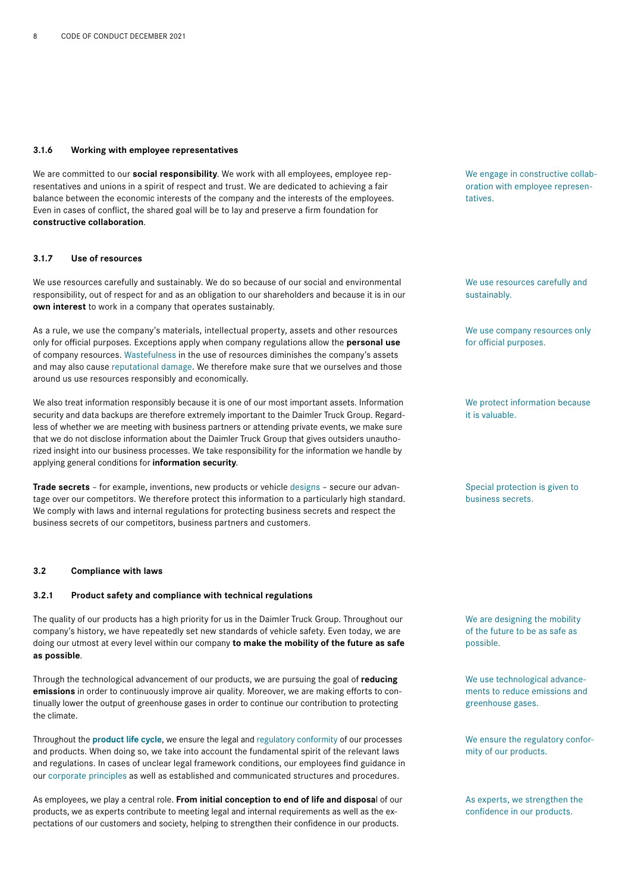### 3.1.6 Working with employee representatives

We engage in constructive collaboration with employee representatives.

We are committed to our **social responsibility**. We work with all employees, employee representatives and unions in a spirit of respect and trust. We are dedicated to achieving a fair balance between the economic interests of the company and the interests of the employees. Even in cases of conflict, the shared goal will be to lay and preserve a firm foundation for **constructive collaboration**.

### 3.1.7 Use of resources

We use resources carefully and sustainably.

We use resources carefully and sustainably. We do so because of our social and environmental responsibility, out of respect for and as an obligation to our shareholders and because it is in our **own interest** to work in a company that operates sustainably.

We use company resources only for official purposes.

As a rule, we use the company's materials, intellectual property, assets and other resources only for official purposes. Exceptions apply when company regulations allow the **personal use** of company resources. Wastefulness in the use of resources diminishes the company's assets and may also cause reputational damage. We therefore make sure that we ourselves and those around us use resources responsibly and economically.

We protect information because it is valuable.

We also treat information responsibly because it is one of our most important assets. Information security and data backups are therefore extremely important to the Daimler Truck Group. Regardless of whether we are meeting with business partners or attending private events, we make sure that we do not disclose information about the Daimler Truck Group that gives outsiders unauthorized insight into our business processes. We take responsibility for the information we handle by applying general conditions for **information security**.

Special protection is given to business secrets.

**Trade secrets** – for example, inventions, new products or vehicle designs – secure our advantage over our competitors. We therefore protect this information to a particularly high standard. We comply with laws and internal regulations for protecting business secrets and respect the business secrets of our competitors, business partners and customers.

## 3.2 Compliance with laws

### 3.2.1 Product safety and compliance with technical regulations

We are designing the mobility of the future to be as safe as possible.

The quality of our products has a high priority for us in the Daimler Truck Group. Throughout our company's history, we have repeatedly set new standards of vehicle safety. Even today, we are doing our utmost at every level within our company **to make the mobility of the future as safe as possible**.

We use technological advancements to reduce emissions and greenhouse gases.

Through the technological advancement of our products, we are pursuing the goal of **reducing emissions** in order to continuously improve air quality. Moreover, we are making efforts to continually lower the output of greenhouse gases in order to continue our contribution to protecting the climate.

We ensure the regulatory conformity of our products.

Throughout the **product life cycle**, we ensure the legal and regulatory conformity of our processes and products. When doing so, we take into account the fundamental spirit of the relevant laws and regulations. In cases of unclear legal framework conditions, our employees find guidance in our corporate principles as well as established and communicated structures and procedures.

As experts, we strengthen the confidence in our products.

As employees, we play a central role. **From initial conception to end of life and disposal** of our products, we as experts contribute to meeting legal and internal requirements as well as the expectations of our customers and society, helping to strengthen their confidence in our products.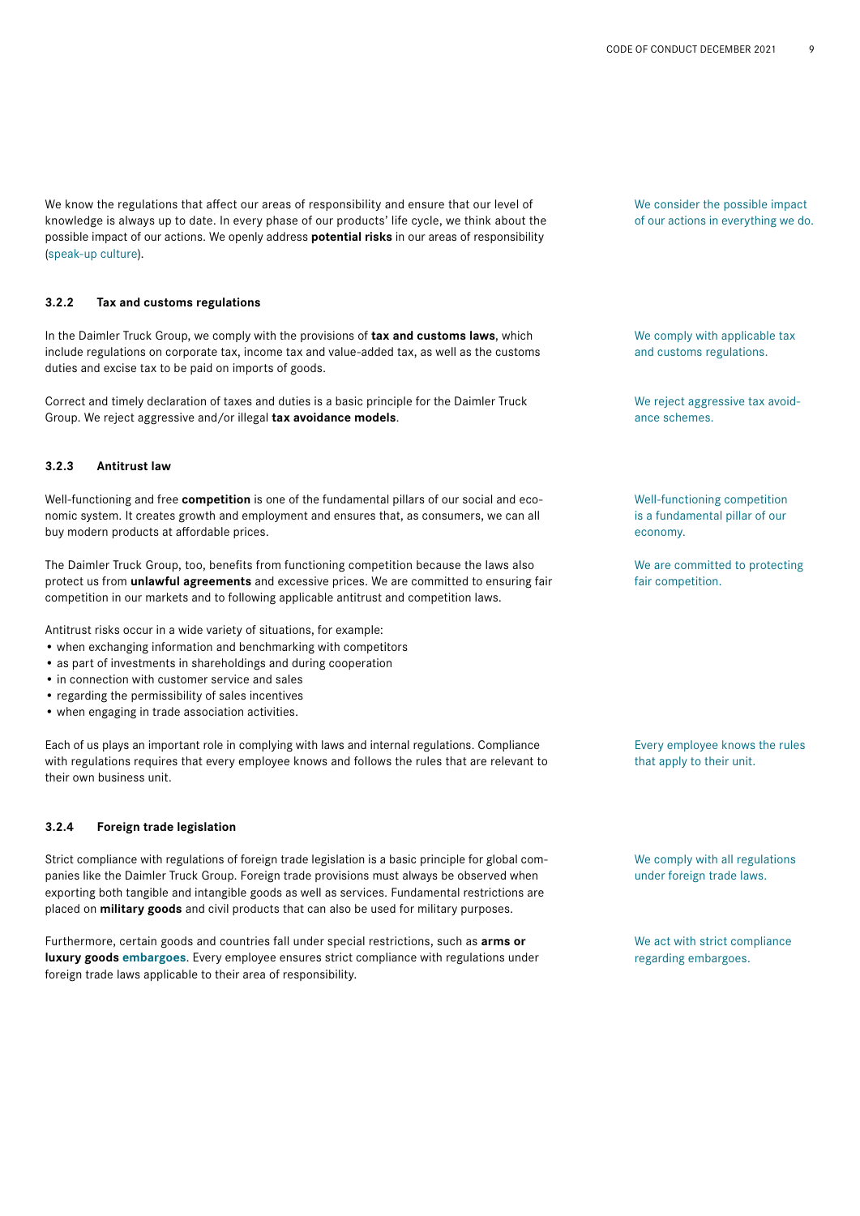We know the regulations that affect our areas of responsibility and ensure that our level of knowledge is always up to date. In every phase of our products' life cycle, we think about the possible impact of our actions. We openly address **potential risks** in our areas of responsibility (speak-up culture).

We consider the possible impact of our actions in everything we do.

### 3.2.2 Tax and customs regulations

In the Daimler Truck Group, we comply with the provisions of **tax and customs laws**, which include regulations on corporate tax, income tax and value-added tax, as well as the customs duties and excise tax to be paid on imports of goods.

We comply with applicable tax and customs regulations.

Correct and timely declaration of taxes and duties is a basic principle for the Daimler Truck Group. We reject aggressive and/or illegal **tax avoidance models**.

We reject aggressive tax avoidance schemes.

### 3.2.3 Antitrust law

Well-functioning and free **competition** is one of the fundamental pillars of our social and economic system. It creates growth and employment and ensures that, as consumers, we can all buy modern products at affordable prices.

Well-functioning competition is a fundamental pillar of our economy.

The Daimler Truck Group, too, benefits from functioning competition because the laws also protect us from **unlawful agreements** and excessive prices. We are committed to ensuring fair competition in our markets and to following applicable antitrust and competition laws.

We are committed to protecting fair competition.

Antitrust risks occur in a wide variety of situations, for example:

- when exchanging information and benchmarking with competitors
- as part of investments in shareholdings and during cooperation
- in connection with customer service and sales
- regarding the permissibility of sales incentives
- when engaging in trade association activities.

Each of us plays an important role in complying with laws and internal regulations. Compliance with regulations requires that every employee knows and follows the rules that are relevant to their own business unit.

Every employee knows the rules that apply to their unit.

### 3.2.4 Foreign trade legislation

Strict compliance with regulations of foreign trade legislation is a basic principle for global companies like the Daimler Truck Group. Foreign trade provisions must always be observed when exporting both tangible and intangible goods as well as services. Fundamental restrictions are placed on **military goods** and civil products that can also be used for military purposes.

We comply with all regulations under foreign trade laws.

Furthermore, certain goods and countries fall under special restrictions, such as **arms or luxury goods embargoes**. Every employee ensures strict compliance with regulations under foreign trade laws applicable to their area of responsibility.

We act with strict compliance regarding embargoes.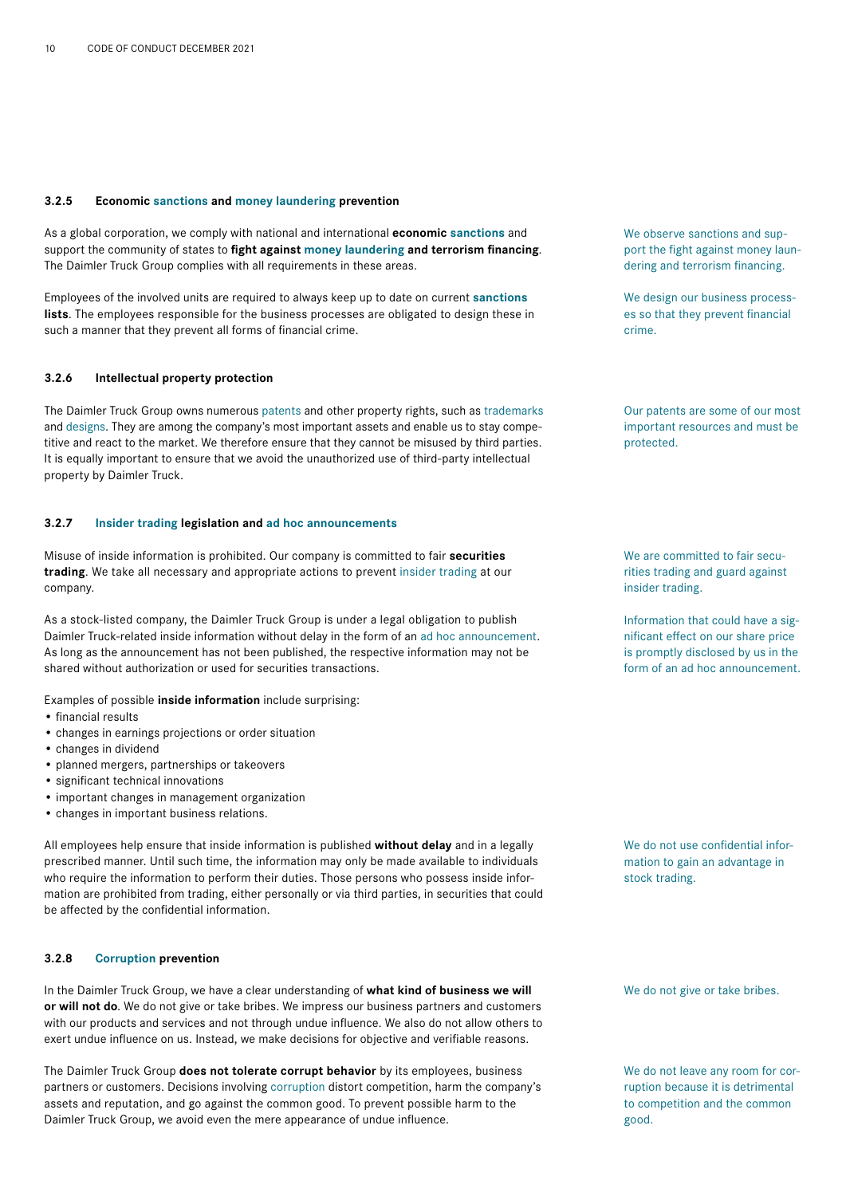### 3.2.5 Economic sanctions and money laundering prevention

As a global corporation, we comply with national and international **economic sanctions** and support the community of states to **fight against money laundering and terrorism financing**. The Daimler Truck Group complies with all requirements in these areas.

We observe sanctions and support the fight against money laundering and terrorism financing.

Employees of the involved units are required to always keep up to date on current **sanctions lists**. The employees responsible for the business processes are obligated to design these in such a manner that they prevent all forms of financial crime.

We design our business processes so that they prevent financial crime.

### 3.2.6 Intellectual property protection

The Daimler Truck Group owns numerous patents and other property rights, such as trademarks and designs. They are among the company's most important assets and enable us to stay competitive and react to the market. We therefore ensure that they cannot be misused by third parties. It is equally important to ensure that we avoid the unauthorized use of third-party intellectual property by Daimler Truck.

Our patents are some of our most important resources and must be protected.

### 3.2.7 Insider trading legislation and ad hoc announcements

Misuse of inside information is prohibited. Our company is committed to fair **securities trading**. We take all necessary and appropriate actions to prevent insider trading at our company.

We are committed to fair securities trading and guard against insider trading.

As a stock-listed company, the Daimler Truck Group is under a legal obligation to publish Daimler Truck-related inside information without delay in the form of an ad hoc announcement. As long as the announcement has not been published, the respective information may not be shared without authorization or used for securities transactions.

Information that could have a significant effect on our share price is promptly disclosed by us in the form of an ad hoc announcement.

Examples of possible **inside information** include surprising:

- financial results
- changes in earnings projections or order situation
- changes in dividend
- planned mergers, partnerships or takeovers
- significant technical innovations
- important changes in management organization
- changes in important business relations.

All employees help ensure that inside information is published **without delay** and in a legally prescribed manner. Until such time, the information may only be made available to individuals who require the information to perform their duties. Those persons who possess inside information are prohibited from trading, either personally or via third parties, in securities that could be affected by the confidential information.

We do not use confidential information to gain an advantage in stock trading.

### 3.2.8 Corruption prevention

In the Daimler Truck Group, we have a clear understanding of **what kind of business we will or will not do**. We do not give or take bribes. We impress our business partners and customers with our products and services and not through undue influence. We also do not allow others to exert undue influence on us. Instead, we make decisions for objective and verifiable reasons.

We do not give or take bribes.

The Daimler Truck Group **does not tolerate corrupt behavior** by its employees, business partners or customers. Decisions involving corruption distort competition, harm the company's assets and reputation, and go against the common good. To prevent possible harm to the Daimler Truck Group, we avoid even the mere appearance of undue influence.

We do not leave any room for corruption because it is detrimental to competition and the common good.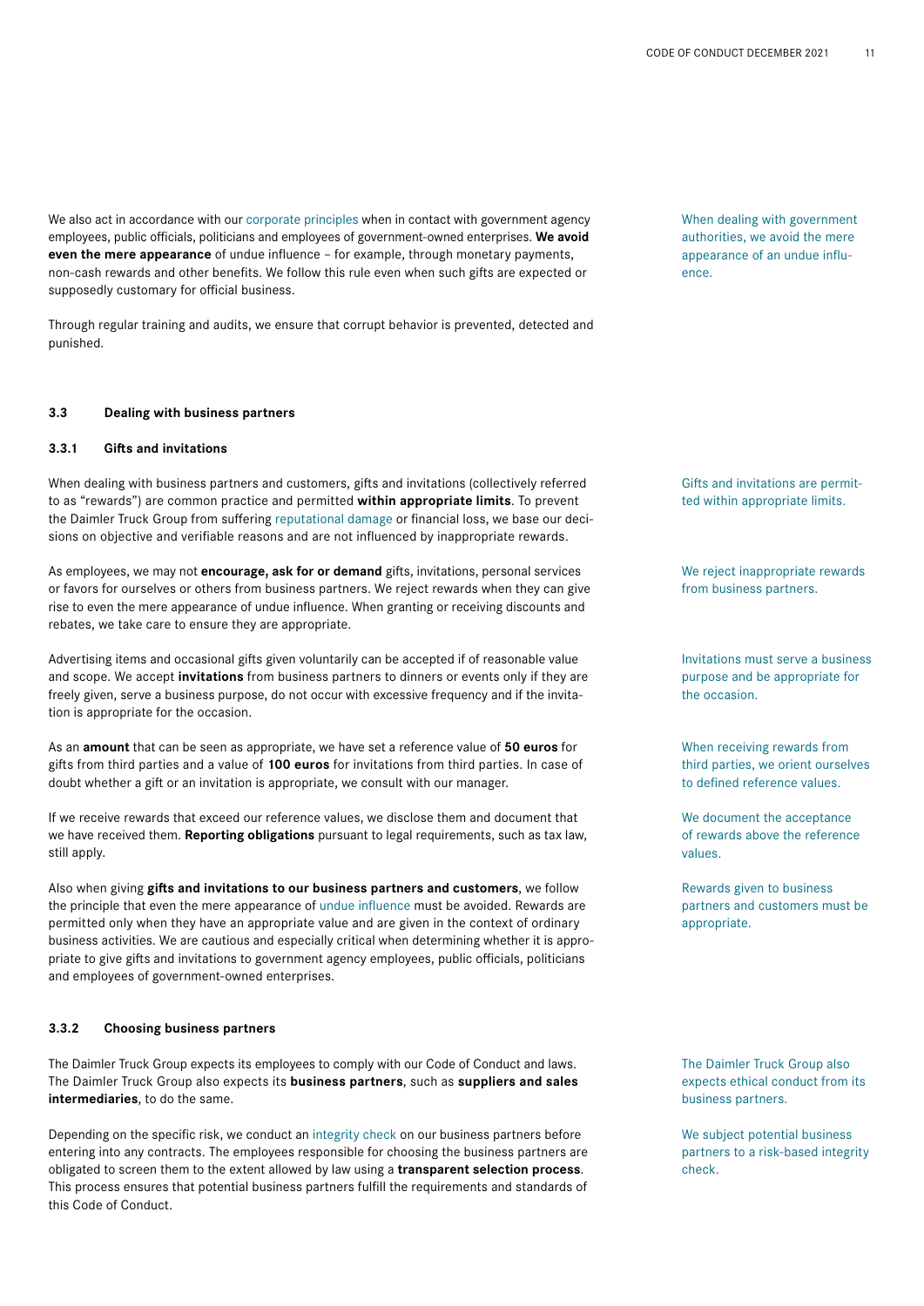We also act in accordance with our corporate principles when in contact with government agency employees, public officials, politicians and employees of government-owned enterprises. **We avoid even the mere appearance** of undue influence – for example, through monetary payments, non-cash rewards and other benefits. We follow this rule even when such gifts are expected or supposedly customary for official business.

When dealing with government authorities, we avoid the mere appearance of an undue influence.

Through regular training and audits, we ensure that corrupt behavior is prevented, detected and punished.

### 3.3 Dealing with business partners

#### 3.3.1 Gifts and invitations

When dealing with business partners and customers, gifts and invitations (collectively referred to as "rewards") are common practice and permitted **within appropriate limits**. To prevent the Daimler Truck Group from suffering reputational damage or financial loss, we base our decisions on objective and verifiable reasons and are not influenced by inappropriate rewards.

Gifts and invitations are permitted within appropriate limits.

As employees, we may not **encourage, ask for or demand** gifts, invitations, personal services or favors for ourselves or others from business partners. We reject rewards when they can give rise to even the mere appearance of undue influence. When granting or receiving discounts and rebates, we take care to ensure they are appropriate.

We reject inappropriate rewards from business partners.

Advertising items and occasional gifts given voluntarily can be accepted if of reasonable value and scope. We accept **invitations** from business partners to dinners or events only if they are freely given, serve a business purpose, do not occur with excessive frequency and if the invitation is appropriate for the occasion.

Invitations must serve a business purpose and be appropriate for the occasion.

As an **amount** that can be seen as appropriate, we have set a reference value of **50 euros** for gifts from third parties and a value of **100 euros** for invitations from third parties. In case of doubt whether a gift or an invitation is appropriate, we consult with our manager.

When receiving rewards from third parties, we orient ourselves to defined reference values.

If we receive rewards that exceed our reference values, we disclose them and document that we have received them. **Reporting obligations** pursuant to legal requirements, such as tax law, still apply.

We document the acceptance of rewards above the reference values.

Also when giving **gifts and invitations to our business partners and customers**, we follow the principle that even the mere appearance of undue influence must be avoided. Rewards are permitted only when they have an appropriate value and are given in the context of ordinary business activities. We are cautious and especially critical when determining whether it is appropriate to give gifts and invitations to government agency employees, public officials, politicians and employees of government-owned enterprises.

Rewards given to business partners and customers must be appropriate.

#### 3.3.2 Choosing business partners

The Daimler Truck Group expects its employees to comply with our Code of Conduct and laws. The Daimler Truck Group also expects its **business partners**, such as **suppliers and sales intermediaries**, to do the same.

The Daimler Truck Group also expects ethical conduct from its business partners.

Depending on the specific risk, we conduct an integrity check on our business partners before entering into any contracts. The employees responsible for choosing the business partners are obligated to screen them to the extent allowed by law using a **transparent selection process**. This process ensures that potential business partners fulfill the requirements and standards of this Code of Conduct.

We subject potential business partners to a risk-based integrity check.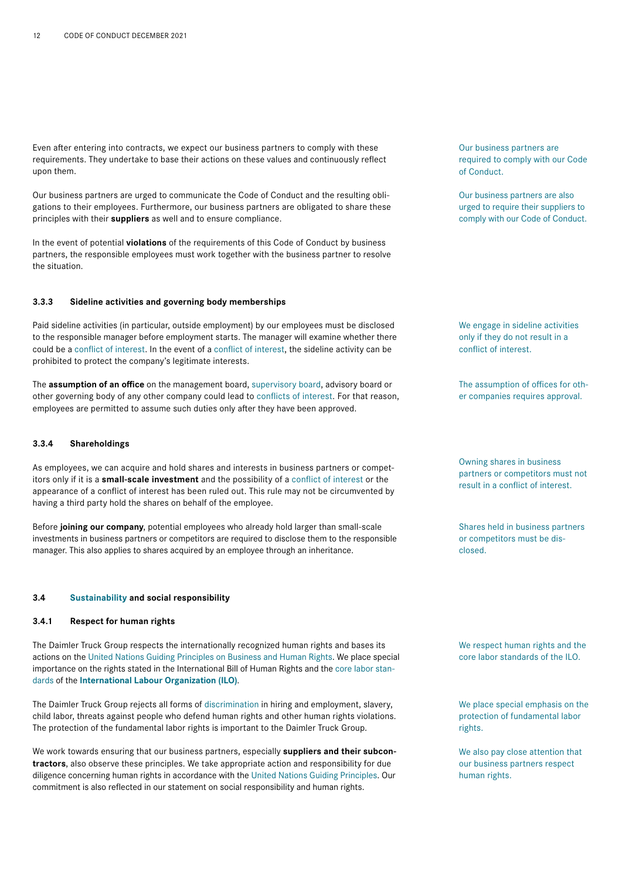Even after entering into contracts, we expect our business partners to comply with these requirements. They undertake to base their actions on these values and continuously reflect upon them.

Our business partners are required to comply with our Code of Conduct.

Our business partners are urged to communicate the Code of Conduct and the resulting obligations to their employees. Furthermore, our business partners are obligated to share these principles with their **suppliers** as well and to ensure compliance.

Our business partners are also urged to require their suppliers to comply with our Code of Conduct.

In the event of potential **violations** of the requirements of this Code of Conduct by business partners, the responsible employees must work together with the business partner to resolve the situation.

### 3.3.3 Sideline activities and governing body memberships

Paid sideline activities (in particular, outside employment) by our employees must be disclosed to the responsible manager before employment starts. The manager will examine whether there could be a conflict of interest. In the event of a conflict of interest, the sideline activity can be prohibited to protect the company's legitimate interests.

We engage in sideline activities only if they do not result in a conflict of interest.

The **assumption of an office** on the management board, supervisory board, advisory board or other governing body of any other company could lead to conflicts of interest. For that reason, employees are permitted to assume such duties only after they have been approved.

The assumption of offices for other companies requires approval.

### 3.3.4 Shareholdings

As employees, we can acquire and hold shares and interests in business partners or competitors only if it is a **small-scale investment** and the possibility of a conflict of interest or the appearance of a conflict of interest has been ruled out. This rule may not be circumvented by having a third party hold the shares on behalf of the employee.

Owning shares in business partners or competitors must not result in a conflict of interest.

Before **joining our company**, potential employees who already hold larger than small-scale investments in business partners or competitors are required to disclose them to the responsible manager. This also applies to shares acquired by an employee through an inheritance.

Shares held in business partners or competitors must be disclosed.

## 3.4 Sustainability and social responsibility

### 3.4.1 Respect for human rights

The Daimler Truck Group respects the internationally recognized human rights and bases its actions on the United Nations Guiding Principles on Business and Human Rights. We place special importance on the rights stated in the International Bill of Human Rights and the core labor standards of the **International Labour Organization (ILO)**.

We respect human rights and the core labor standards of the ILO.

The Daimler Truck Group rejects all forms of discrimination in hiring and employment, slavery, child labor, threats against people who defend human rights and other human rights violations. The protection of the fundamental labor rights is important to the Daimler Truck Group.

We place special emphasis on the protection of fundamental labor rights.

We work towards ensuring that our business partners, especially **suppliers and their subcontractors**, also observe these principles. We take appropriate action and responsibility for due diligence concerning human rights in accordance with the United Nations Guiding Principles. Our commitment is also reflected in our statement on social responsibility and human rights.

We also pay close attention that our business partners respect human rights.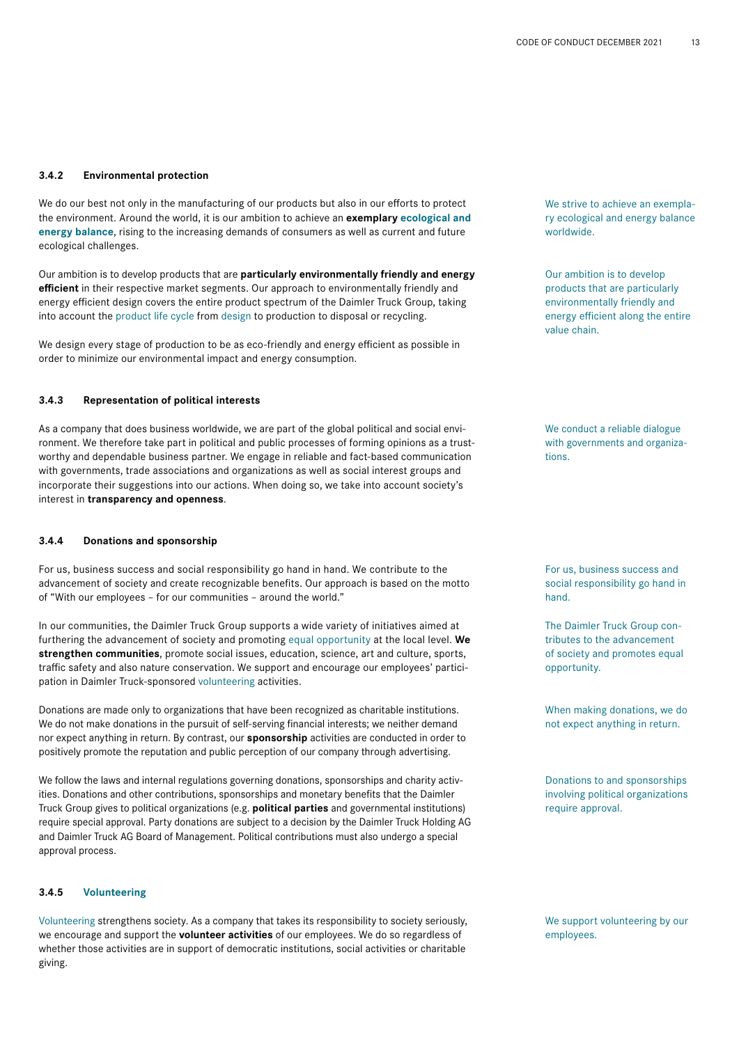### 3.4.2 Environmental protection

We do our best not only in the manufacturing of our products but also in our efforts to protect the environment. Around the world, it is our ambition to achieve an **exemplary ecological and energy balance**, rising to the increasing demands of consumers as well as current and future ecological challenges.

We strive to achieve an exemplary ecological and energy balance worldwide.

Our ambition is to develop products that are **particularly environmentally friendly and energy efficient** in their respective market segments. Our approach to environmentally friendly and energy efficient design covers the entire product spectrum of the Daimler Truck Group, taking into account the product life cycle from design to production to disposal or recycling.

Our ambition is to develop products that are particularly environmentally friendly and energy efficient along the entire value chain.

We design every stage of production to be as eco-friendly and energy efficient as possible in order to minimize our environmental impact and energy consumption.

### 3.4.3 Representation of political interests

As a company that does business worldwide, we are part of the global political and social environment. We therefore take part in political and public processes of forming opinions as a trustworthy and dependable business partner. We engage in reliable and fact-based communication with governments, trade associations and organizations as well as social interest groups and incorporate their suggestions into our actions. When doing so, we take into account society's interest in **transparency and openness**.

We conduct a reliable dialogue with governments and organizations.

### 3.4.4 Donations and sponsorship

For us, business success and social responsibility go hand in hand. We contribute to the advancement of society and create recognizable benefits. Our approach is based on the motto of "With our employees – for our communities – around the world."

For us, business success and social responsibility go hand in hand.

In our communities, the Daimler Truck Group supports a wide variety of initiatives aimed at furthering the advancement of society and promoting equal opportunity at the local level. **We strengthen communities**, promote social issues, education, science, art and culture, sports, traffic safety and also nature conservation. We support and encourage our employees' participation in Daimler Truck-sponsored volunteering activities.

The Daimler Truck Group contributes to the advancement of society and promotes equal opportunity.

Donations are made only to organizations that have been recognized as charitable institutions. We do not make donations in the pursuit of self-serving financial interests; we neither demand nor expect anything in return. By contrast, our **sponsorship** activities are conducted in order to positively promote the reputation and public perception of our company through advertising.

When making donations, we do not expect anything in return.

We follow the laws and internal regulations governing donations, sponsorships and charity activities. Donations and other contributions, sponsorships and monetary benefits that the Daimler Truck Group gives to political organizations (e.g. **political parties** and governmental institutions) require special approval. Party donations are subject to a decision by the Daimler Truck Holding AG and Daimler Truck AG Board of Management. Political contributions must also undergo a special approval process.

Donations to and sponsorships involving political organizations require approval.

### 3.4.5 Volunteering

Volunteering strengthens society. As a company that takes its responsibility to society seriously, we encourage and support the **volunteer activities** of our employees. We do so regardless of whether those activities are in support of democratic institutions, social activities or charitable giving.

We support volunteering by our employees.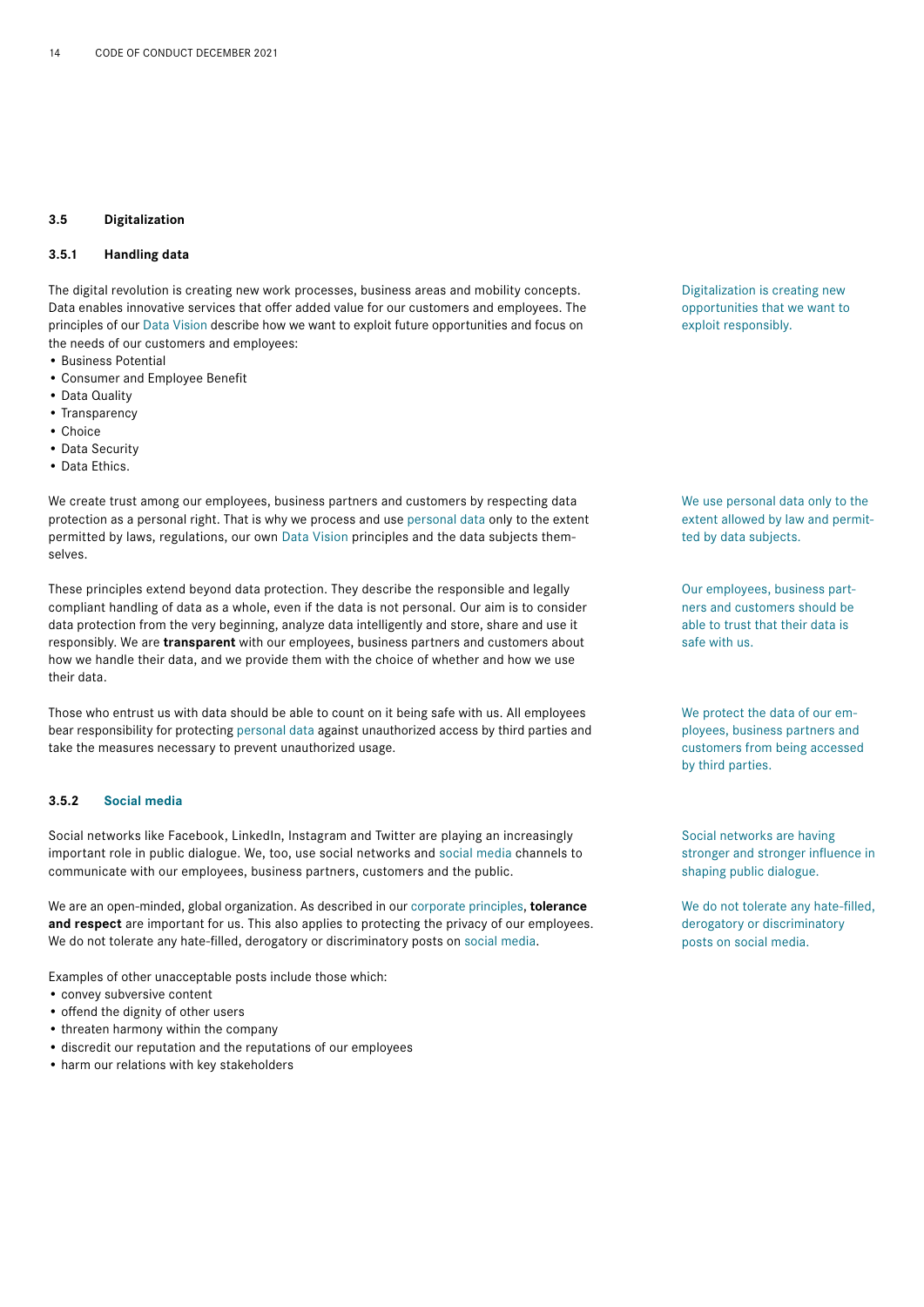### 3.5 Digitalization

#### 3.5.1 Handling data

The digital revolution is creating new work processes, business areas and mobility concepts. Data enables innovative services that offer added value for our customers and employees. The principles of our Data Vision describe how we want to exploit future opportunities and focus on the needs of our customers and employees:

- Business Potential
- Consumer and Employee Benefit
- Data Quality
- Transparency
- Choice
- Data Security
- Data Ethics.

Digitalization is creating new opportunities that we want to exploit responsibly.

We create trust among our employees, business partners and customers by respecting data protection as a personal right. That is why we process and use personal data only to the extent permitted by laws, regulations, our own Data Vision principles and the data subjects themselves.

We use personal data only to the extent allowed by law and permitted by data subjects.

These principles extend beyond data protection. They describe the responsible and legally compliant handling of data as a whole, even if the data is not personal. Our aim is to consider data protection from the very beginning, analyze data intelligently and store, share and use it responsibly. We are **transparent** with our employees, business partners and customers about how we handle their data, and we provide them with the choice of whether and how we use their data.

Our employees, business partners and customers should be able to trust that their data is safe with us.

Those who entrust us with data should be able to count on it being safe with us. All employees bear responsibility for protecting personal data against unauthorized access by third parties and take the measures necessary to prevent unauthorized usage.

We protect the data of our employees, business partners and customers from being accessed by third parties.

#### 3.5.2 Social media

Social networks like Facebook, LinkedIn, Instagram and Twitter are playing an increasingly important role in public dialogue. We, too, use social networks and social media channels to communicate with our employees, business partners, customers and the public.

Social networks are having stronger and stronger influence in shaping public dialogue.

We are an open-minded, global organization. As described in our corporate principles, **tolerance and respect** are important for us. This also applies to protecting the privacy of our employees. We do not tolerate any hate-filled, derogatory or discriminatory posts on social media.

We do not tolerate any hate-filled, derogatory or discriminatory posts on social media.

Examples of other unacceptable posts include those which:

- convey subversive content
- offend the dignity of other users
- threaten harmony within the company
- discredit our reputation and the reputations of our employees
- harm our relations with key stakeholders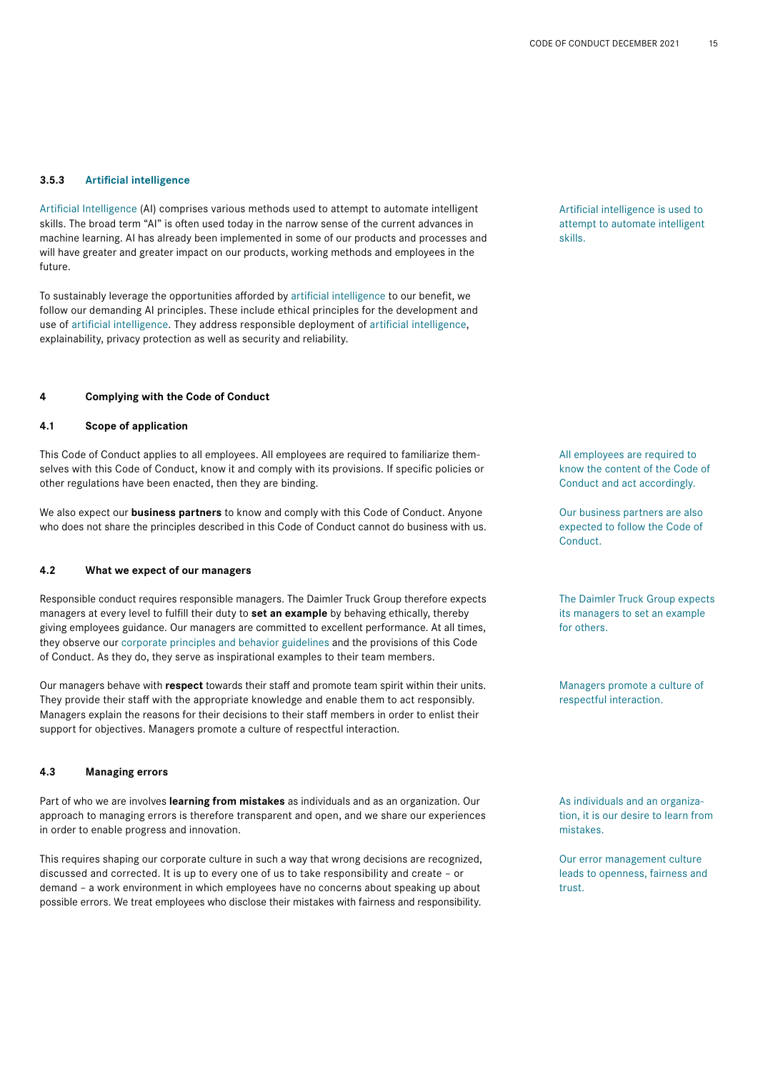### 3.5.3 Artificial intelligence

Artificial Intelligence (AI) comprises various methods used to attempt to automate intelligent skills. The broad term “AI” is often used today in the narrow sense of the current advances in machine learning. AI has already been implemented in some of our products and processes and will have greater and greater impact on our products, working methods and employees in the future.

Artificial intelligence is used to attempt to automate intelligent skills.

To sustainably leverage the opportunities afforded by artificial intelligence to our benefit, we follow our demanding AI principles. These include ethical principles for the development and use of artificial intelligence. They address responsible deployment of artificial intelligence, explainability, privacy protection as well as security and reliability.

## 4 Complying with the Code of Conduct

### 4.1 Scope of application

This Code of Conduct applies to all employees. All employees are required to familiarize themselves with this Code of Conduct, know it and comply with its provisions. If specific policies or other regulations have been enacted, then they are binding.

All employees are required to know the content of the Code of Conduct and act accordingly.

We also expect our **business partners** to know and comply with this Code of Conduct. Anyone who does not share the principles described in this Code of Conduct cannot do business with us.

Our business partners are also expected to follow the Code of Conduct.

### 4.2 What we expect of our managers

Responsible conduct requires responsible managers. The Daimler Truck Group therefore expects managers at every level to fulfill their duty to **set an example** by behaving ethically, thereby giving employees guidance. Our managers are committed to excellent performance. At all times, they observe our corporate principles and behavior guidelines and the provisions of this Code of Conduct. As they do, they serve as inspirational examples to their team members.

The Daimler Truck Group expects its managers to set an example for others.

Our managers behave with **respect** towards their staff and promote team spirit within their units. They provide their staff with the appropriate knowledge and enable them to act responsibly. Managers explain the reasons for their decisions to their staff members in order to enlist their support for objectives. Managers promote a culture of respectful interaction.

Managers promote a culture of respectful interaction.

### 4.3 Managing errors

Part of who we are involves **learning from mistakes** as individuals and as an organization. Our approach to managing errors is therefore transparent and open, and we share our experiences in order to enable progress and innovation.

As individuals and an organization, it is our desire to learn from mistakes.

This requires shaping our corporate culture in such a way that wrong decisions are recognized, discussed and corrected. It is up to every one of us to take responsibility and create – or demand – a work environment in which employees have no concerns about speaking up about possible errors. We treat employees who disclose their mistakes with fairness and responsibility.

Our error management culture leads to openness, fairness and trust.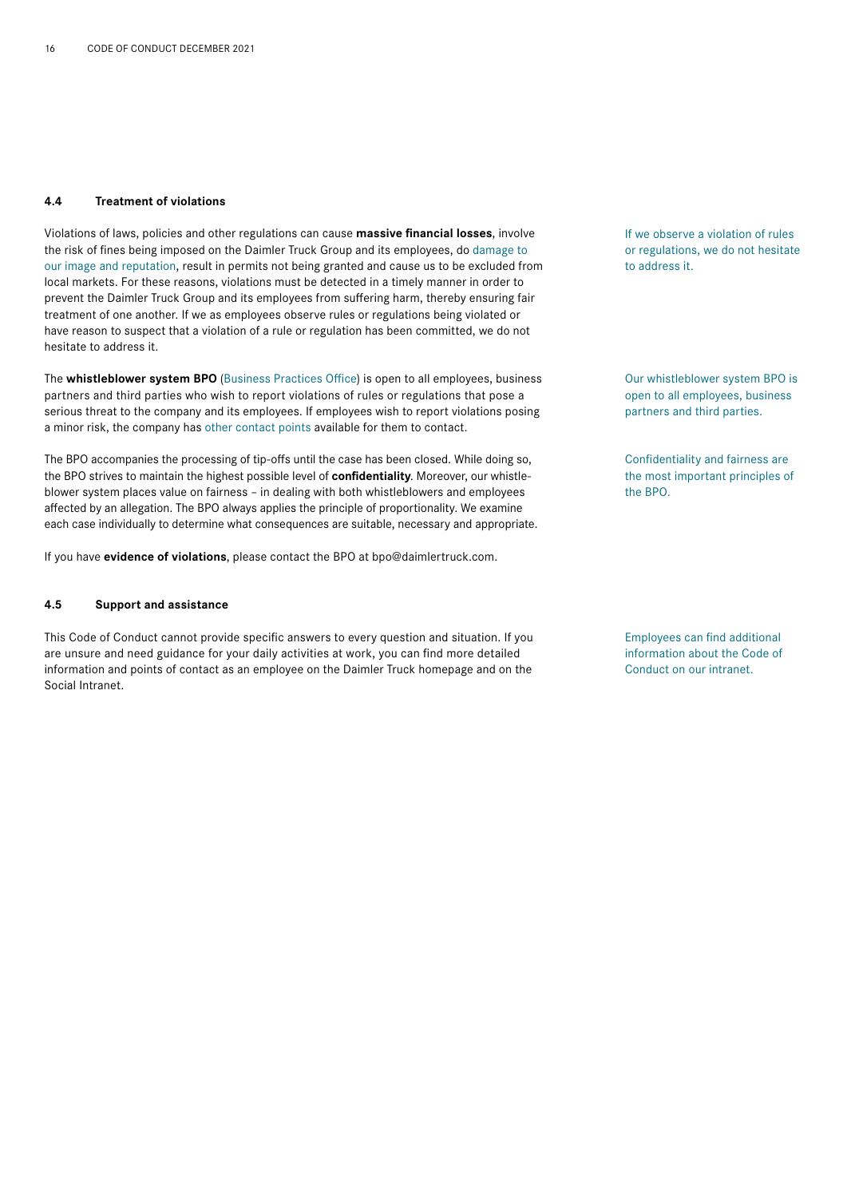### 4.4 Treatment of violations

Violations of laws, policies and other regulations can cause **massive financial losses**, involve the risk of fines being imposed on the Daimler Truck Group and its employees, do damage to our image and reputation, result in permits not being granted and cause us to be excluded from local markets. For these reasons, violations must be detected in a timely manner in order to prevent the Daimler Truck Group and its employees from suffering harm, thereby ensuring fair treatment of one another. If we as employees observe rules or regulations being violated or have reason to suspect that a violation of a rule or regulation has been committed, we do not hesitate to address it.

If we observe a violation of rules or regulations, we do not hesitate to address it.

The **whistleblower system BPO** (Business Practices Office) is open to all employees, business partners and third parties who wish to report violations of rules or regulations that pose a serious threat to the company and its employees. If employees wish to report violations posing a minor risk, the company has other contact points available for them to contact.

Our whistleblower system BPO is open to all employees, business partners and third parties.

The BPO accompanies the processing of tip-offs until the case has been closed. While doing so, the BPO strives to maintain the highest possible level of **confidentiality**. Moreover, our whistleblower system places value on fairness – in dealing with both whistleblowers and employees affected by an allegation. The BPO always applies the principle of proportionality. We examine each case individually to determine what consequences are suitable, necessary and appropriate.

Confidentiality and fairness are the most important principles of the BPO.

If you have **evidence of violations**, please contact the BPO at bpo@daimlertruck.com.

### 4.5 Support and assistance

This Code of Conduct cannot provide specific answers to every question and situation. If you are unsure and need guidance for your daily activities at work, you can find more detailed information and points of contact as an employee on the Daimler Truck homepage and on the Social Intranet.

Employees can find additional information about the Code of Conduct on our intranet.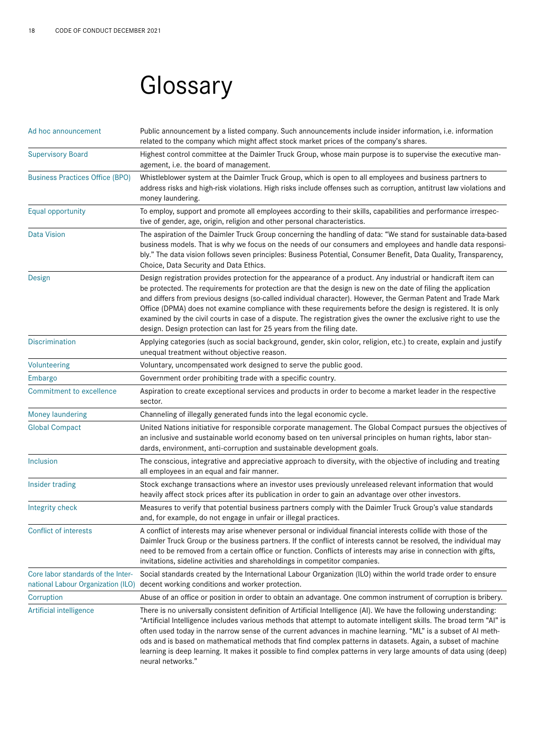# Glossary

| Term | Definition |
|---|---|
| Ad hoc announcement | Public announcement by a listed company. Such announcements include insider information, i.e. information related to the company which might affect stock market prices of the company's shares. |
| Supervisory Board | Highest control committee at the Daimler Truck Group, whose main purpose is to supervise the executive management, i.e. the board of management. |
| Business Practices Office (BPO) | Whistleblower system at the Daimler Truck Group, which is open to all employees and business partners to address risks and high-risk violations. High risks include offenses such as corruption, antitrust law violations and money laundering. |
| Equal opportunity | To employ, support and promote all employees according to their skills, capabilities and performance irrespective of gender, age, origin, religion and other personal characteristics. |
| Data Vision | The aspiration of the Daimler Truck Group concerning the handling of data: "We stand for sustainable data-based business models. That is why we focus on the needs of our consumers and employees and handle data responsibly." The data vision follows seven principles: Business Potential, Consumer Benefit, Data Quality, Transparency, Choice, Data Security and Data Ethics. |
| Design | Design registration provides protection for the appearance of a product. Any industrial or handicraft item can be protected. The requirements for protection are that the design is new on the date of filing the application and differs from previous designs (so-called individual character). However, the German Patent and Trade Mark Office (DPMA) does not examine compliance with these requirements before the design is registered. It is only examined by the civil courts in case of a dispute. The registration gives the owner the exclusive right to use the design. Design protection can last for 25 years from the filing date. |
| Discrimination | Applying categories (such as social background, gender, skin color, religion, etc.) to create, explain and justify unequal treatment without objective reason. |
| Volunteering | Voluntary, uncompensated work designed to serve the public good. |
| Embargo | Government order prohibiting trade with a specific country. |
| Commitment to excellence | Aspiration to create exceptional services and products in order to become a market leader in the respective sector. |
| Money laundering | Channeling of illegally generated funds into the legal economic cycle. |
| Global Compact | United Nations initiative for responsible corporate management. The Global Compact pursues the objectives of an inclusive and sustainable world economy based on ten universal principles on human rights, labor standards, environment, anti-corruption and sustainable development goals. |
| Inclusion | The conscious, integrative and appreciative approach to diversity, with the objective of including and treating all employees in an equal and fair manner. |
| Insider trading | Stock exchange transactions where an investor uses previously unreleased relevant information that would heavily affect stock prices after its publication in order to gain an advantage over other investors. |
| Integrity check | Measures to verify that potential business partners comply with the Daimler Truck Group's value standards and, for example, do not engage in unfair or illegal practices. |
| Conflict of interests | A conflict of interests may arise whenever personal or individual financial interests collide with those of the Daimler Truck Group or the business partners. If the conflict of interests cannot be resolved, the individual may need to be removed from a certain office or function. Conflicts of interests may arise in connection with gifts, invitations, sideline activities and shareholdings in competitor companies. |
| Core labor standards of the International Labour Organization (ILO) | Social standards created by the International Labour Organization (ILO) within the world trade order to ensure decent working conditions and worker protection. |
| Corruption | Abuse of an office or position in order to obtain an advantage. One common instrument of corruption is bribery. |
| Artificial intelligence | There is no universally consistent definition of Artificial Intelligence (AI). We have the following understanding: "Artificial Intelligence includes various methods that attempt to automate intelligent skills. The broad term "AI" is often used today in the narrow sense of the current advances in machine learning. "ML" is a subset of AI methods and is based on mathematical methods that find complex patterns in datasets. Again, a subset of machine learning is deep learning. It makes it possible to find complex patterns in very large amounts of data using (deep) neural networks." |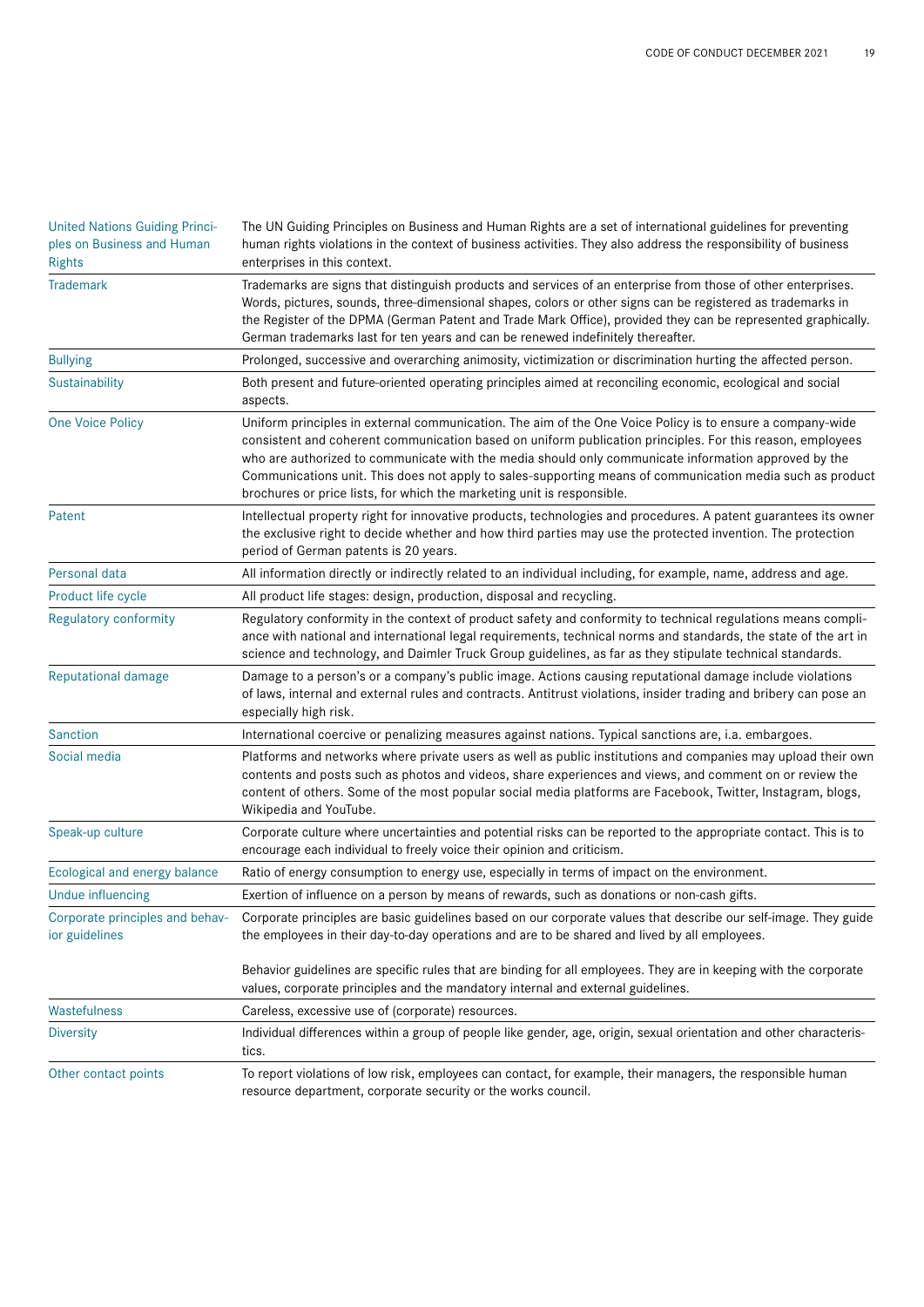| | |
|---|---|
| United Nations Guiding Principles on Business and Human Rights | The UN Guiding Principles on Business and Human Rights are a set of international guidelines for preventing human rights violations in the context of business activities. They also address the responsibility of business enterprises in this context. |
| Trademark | Trademarks are signs that distinguish products and services of an enterprise from those of other enterprises. Words, pictures, sounds, three-dimensional shapes, colors or other signs can be registered as trademarks in the Register of the DPMA (German Patent and Trade Mark Office), provided they can be represented graphically. German trademarks last for ten years and can be renewed indefinitely thereafter. |
| Bullying | Prolonged, successive and overarching animosity, victimization or discrimination hurting the affected person. |
| Sustainability | Both present and future-oriented operating principles aimed at reconciling economic, ecological and social aspects. |
| One Voice Policy | Uniform principles in external communication. The aim of the One Voice Policy is to ensure a company-wide consistent and coherent communication based on uniform publication principles. For this reason, employees who are authorized to communicate with the media should only communicate information approved by the Communications unit. This does not apply to sales-supporting means of communication media such as product brochures or price lists, for which the marketing unit is responsible. |
| Patent | Intellectual property right for innovative products, technologies and procedures. A patent guarantees its owner the exclusive right to decide whether and how third parties may use the protected invention. The protection period of German patents is 20 years. |
| Personal data | All information directly or indirectly related to an individual including, for example, name, address and age. |
| Product life cycle | All product life stages: design, production, disposal and recycling. |
| Regulatory conformity | Regulatory conformity in the context of product safety and conformity to technical regulations means compliance with national and international legal requirements, technical norms and standards, the state of the art in science and technology, and Daimler Truck Group guidelines, as far as they stipulate technical standards. |
| Reputational damage | Damage to a person's or a company's public image. Actions causing reputational damage include violations of laws, internal and external rules and contracts. Antitrust violations, insider trading and bribery can pose an especially high risk. |
| Sanction | International coercive or penalizing measures against nations. Typical sanctions are, i.a. embargoes. |
| Social media | Platforms and networks where private users as well as public institutions and companies may upload their own contents and posts such as photos and videos, share experiences and views, and comment on or review the content of others. Some of the most popular social media platforms are Facebook, Twitter, Instagram, blogs, Wikipedia and YouTube. |
| Speak-up culture | Corporate culture where uncertainties and potential risks can be reported to the appropriate contact. This is to encourage each individual to freely voice their opinion and criticism. |
| Ecological and energy balance | Ratio of energy consumption to energy use, especially in terms of impact on the environment. |
| Undue influencing | Exertion of influence on a person by means of rewards, such as donations or non-cash gifts. |
| Corporate principles and behavior guidelines | Corporate principles are basic guidelines based on our corporate values that describe our self-image. They guide the employees in their day-to-day operations and are to be shared and lived by all employees.<br><br>Behavior guidelines are specific rules that are binding for all employees. They are in keeping with the corporate values, corporate principles and the mandatory internal and external guidelines. |
| Wastefulness | Careless, excessive use of (corporate) resources. |
| Diversity | Individual differences within a group of people like gender, age, origin, sexual orientation and other characteristics. |
| Other contact points | To report violations of low risk, employees can contact, for example, their managers, the responsible human resource department, corporate security or the works council. |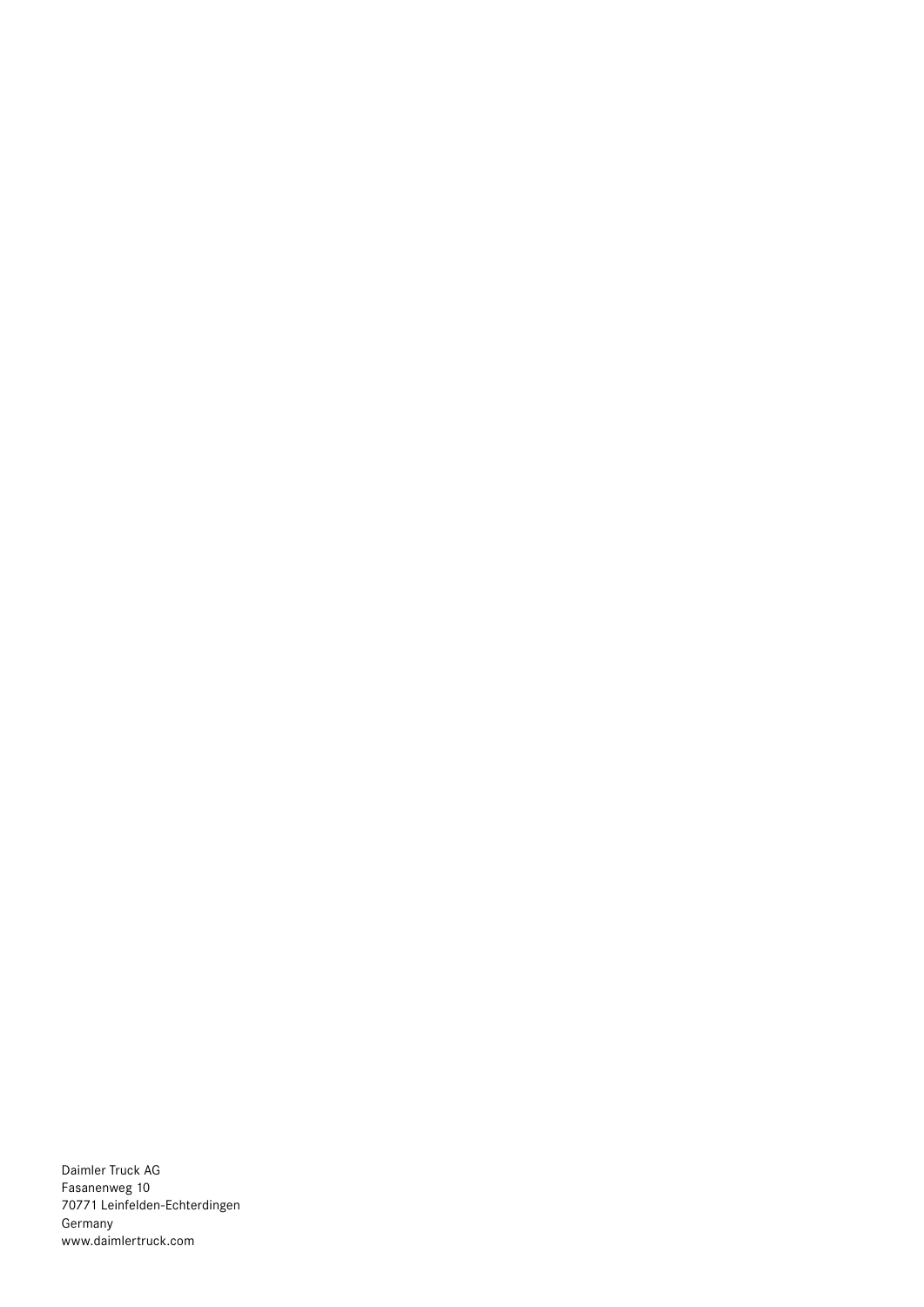Daimler Truck AG
Fasanenweg 10
70771 Leinfelden-Echterdingen
Germany
www.daimlertruck.com